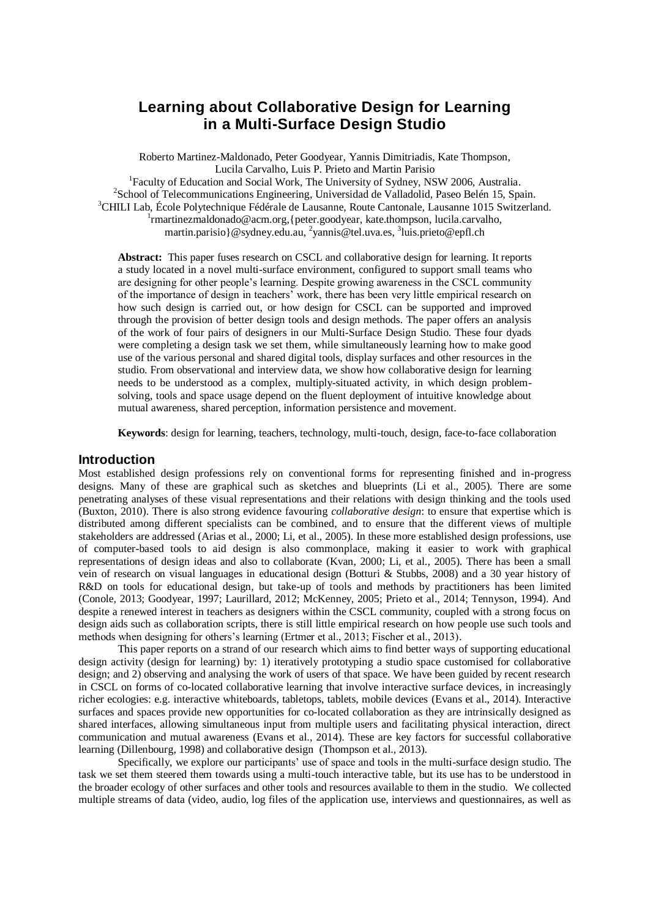# Learning about Collaborative Design for Learning in a Multi-Surface Design Studio

Roberto Martinez-Maldonado, Peter Goodyear, Yannis Dimitriadis, Kate Thompson, Lucila Carvalho, Luis P. Prieto and Martin Parisio

[1]Faculty of Education and Social Work, The University of Sydney, NSW 2006, Australia.
[2]School of Telecommunications Engineering, Universidad de Valladolid, Paseo Belén 15, Spain.
[3]CHILI Lab, École Polytechnique Fédérale de Lausanne, Route Cantonale, Lausanne 1015 Switzerland.
[1]rmartinezmaldonado@acm.org,{peter.goodyear, kate.thompson, lucila.carvalho, martin.parisio}@sydney.edu.au, [2]yannis@tel.uva.es, [3]luis.prieto@epfl.ch

**Abstract:** This paper fuses research on CSCL and collaborative design for learning. It reports a study located in a novel multi-surface environment, configured to support small teams who are designing for other people's learning. Despite growing awareness in the CSCL community of the importance of design in teachers' work, there has been very little empirical research on how such design is carried out, or how design for CSCL can be supported and improved through the provision of better design tools and design methods. The paper offers an analysis of the work of four pairs of designers in our Multi-Surface Design Studio. These four dyads were completing a design task we set them, while simultaneously learning how to make good use of the various personal and shared digital tools, display surfaces and other resources in the studio. From observational and interview data, we show how collaborative design for learning needs to be understood as a complex, multiply-situated activity, in which design problem-solving, tools and space usage depend on the fluent deployment of intuitive knowledge about mutual awareness, shared perception, information persistence and movement.

**Keywords**: design for learning, teachers, technology, multi-touch, design, face-to-face collaboration

## Introduction

Most established design professions rely on conventional forms for representing finished and in-progress designs. Many of these are graphical such as sketches and blueprints (Li et al., 2005). There are some penetrating analyses of these visual representations and their relations with design thinking and the tools used (Buxton, 2010). There is also strong evidence favouring *collaborative design*: to ensure that expertise which is distributed among different specialists can be combined, and to ensure that the different views of multiple stakeholders are addressed (Arias et al., 2000; Li, et al., 2005). In these more established design professions, use of computer-based tools to aid design is also commonplace, making it easier to work with graphical representations of design ideas and also to collaborate (Kvan, 2000; Li, et al., 2005). There has been a small vein of research on visual languages in educational design (Botturi & Stubbs, 2008) and a 30 year history of R&D on tools for educational design, but take-up of tools and methods by practitioners has been limited (Conole, 2013; Goodyear, 1997; Laurillard, 2012; McKenney, 2005; Prieto et al., 2014; Tennyson, 1994). And despite a renewed interest in teachers as designers within the CSCL community, coupled with a strong focus on design aids such as collaboration scripts, there is still little empirical research on how people use such tools and methods when designing for others's learning (Ertmer et al., 2013; Fischer et al., 2013).

This paper reports on a strand of our research which aims to find better ways of supporting educational design activity (design for learning) by: 1) iteratively prototyping a studio space customised for collaborative design; and 2) observing and analysing the work of users of that space. We have been guided by recent research in CSCL on forms of co-located collaborative learning that involve interactive surface devices, in increasingly richer ecologies: e.g. interactive whiteboards, tabletops, tablets, mobile devices (Evans et al., 2014). Interactive surfaces and spaces provide new opportunities for co-located collaboration as they are intrinsically designed as shared interfaces, allowing simultaneous input from multiple users and facilitating physical interaction, direct communication and mutual awareness (Evans et al., 2014). These are key factors for successful collaborative learning (Dillenbourg, 1998) and collaborative design (Thompson et al., 2013).

Specifically, we explore our participants' use of space and tools in the multi-surface design studio. The task we set them steered them towards using a multi-touch interactive table, but its use has to be understood in the broader ecology of other surfaces and other tools and resources available to them in the studio. We collected multiple streams of data (video, audio, log files of the application use, interviews and questionnaires, as well as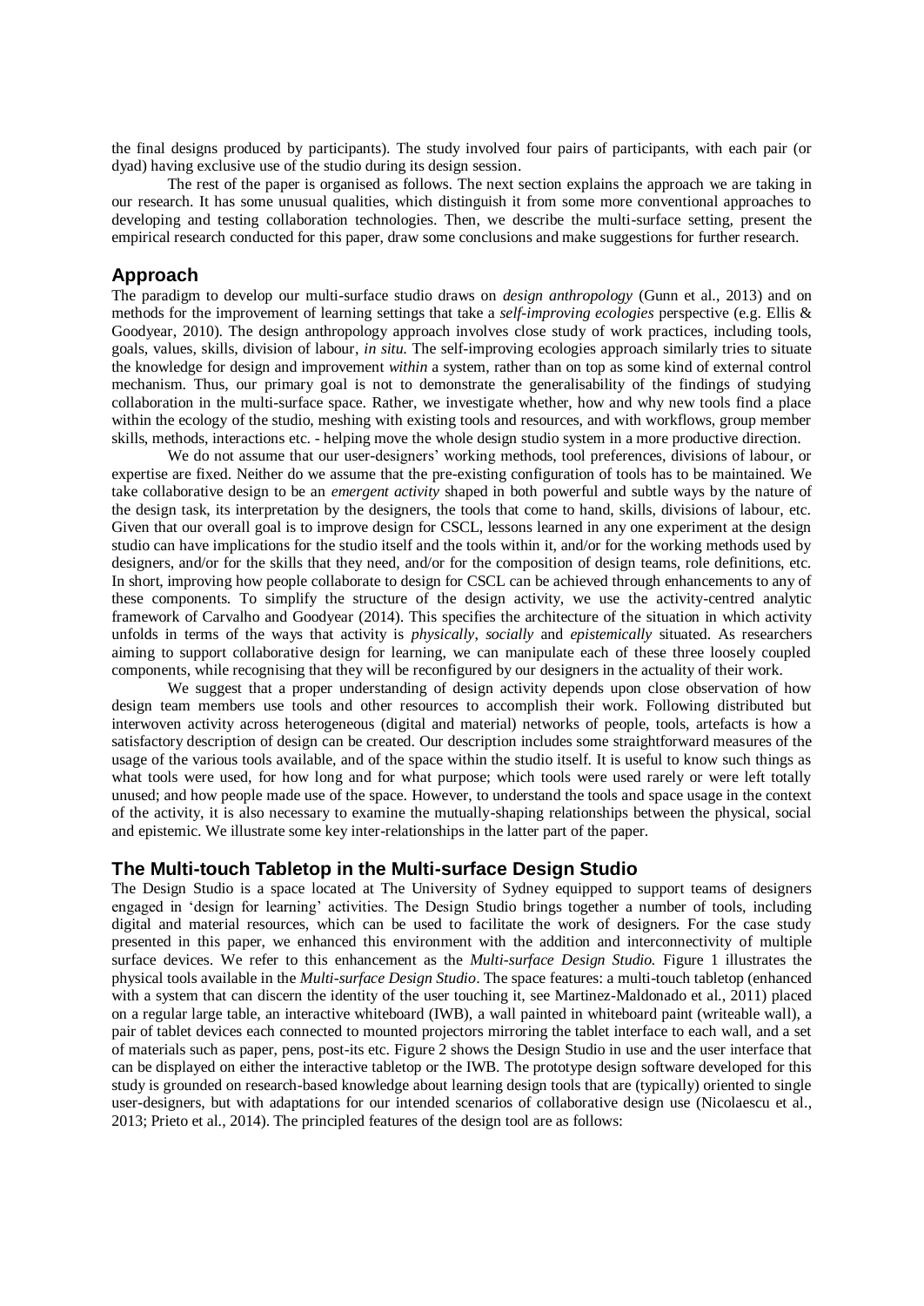the final designs produced by participants). The study involved four pairs of participants, with each pair (or dyad) having exclusive use of the studio during its design session.

The rest of the paper is organised as follows. The next section explains the approach we are taking in our research. It has some unusual qualities, which distinguish it from some more conventional approaches to developing and testing collaboration technologies. Then, we describe the multi-surface setting, present the empirical research conducted for this paper, draw some conclusions and make suggestions for further research.

## Approach

The paradigm to develop our multi-surface studio draws on *design anthropology* (Gunn et al., 2013) and on methods for the improvement of learning settings that take a *self-improving ecologies* perspective (e.g. Ellis & Goodyear, 2010). The design anthropology approach involves close study of work practices, including tools, goals, values, skills, division of labour, *in situ*. The self-improving ecologies approach similarly tries to situate the knowledge for design and improvement *within* a system, rather than on top as some kind of external control mechanism. Thus, our primary goal is not to demonstrate the generalisability of the findings of studying collaboration in the multi-surface space. Rather, we investigate whether, how and why new tools find a place within the ecology of the studio, meshing with existing tools and resources, and with workflows, group member skills, methods, interactions etc. - helping move the whole design studio system in a more productive direction.

We do not assume that our user-designers' working methods, tool preferences, divisions of labour, or expertise are fixed. Neither do we assume that the pre-existing configuration of tools has to be maintained. We take collaborative design to be an *emergent activity* shaped in both powerful and subtle ways by the nature of the design task, its interpretation by the designers, the tools that come to hand, skills, divisions of labour, etc. Given that our overall goal is to improve design for CSCL, lessons learned in any one experiment at the design studio can have implications for the studio itself and the tools within it, and/or for the working methods used by designers, and/or for the skills that they need, and/or for the composition of design teams, role definitions, etc. In short, improving how people collaborate to design for CSCL can be achieved through enhancements to any of these components. To simplify the structure of the design activity, we use the activity-centred analytic framework of Carvalho and Goodyear (2014). This specifies the architecture of the situation in which activity unfolds in terms of the ways that activity is *physically*, *socially* and *epistemically* situated. As researchers aiming to support collaborative design for learning, we can manipulate each of these three loosely coupled components, while recognising that they will be reconfigured by our designers in the actuality of their work.

We suggest that a proper understanding of design activity depends upon close observation of how design team members use tools and other resources to accomplish their work. Following distributed but interwoven activity across heterogeneous (digital and material) networks of people, tools, artefacts is how a satisfactory description of design can be created. Our description includes some straightforward measures of the usage of the various tools available, and of the space within the studio itself. It is useful to know such things as what tools were used, for how long and for what purpose; which tools were used rarely or were left totally unused; and how people made use of the space. However, to understand the tools and space usage in the context of the activity, it is also necessary to examine the mutually-shaping relationships between the physical, social and epistemic. We illustrate some key inter-relationships in the latter part of the paper.

## The Multi-touch Tabletop in the Multi-surface Design Studio

The Design Studio is a space located at The University of Sydney equipped to support teams of designers engaged in 'design for learning' activities. The Design Studio brings together a number of tools, including digital and material resources, which can be used to facilitate the work of designers. For the case study presented in this paper, we enhanced this environment with the addition and interconnectivity of multiple surface devices. We refer to this enhancement as the *Multi-surface Design Studio.* Figure 1 illustrates the physical tools available in the *Multi-surface Design Studio*. The space features: a multi-touch tabletop (enhanced with a system that can discern the identity of the user touching it, see Martinez-Maldonado et al., 2011) placed on a regular large table, an interactive whiteboard (IWB), a wall painted in whiteboard paint (writeable wall), a pair of tablet devices each connected to mounted projectors mirroring the tablet interface to each wall, and a set of materials such as paper, pens, post-its etc. Figure 2 shows the Design Studio in use and the user interface that can be displayed on either the interactive tabletop or the IWB. The prototype design software developed for this study is grounded on research-based knowledge about learning design tools that are (typically) oriented to single user-designers, but with adaptations for our intended scenarios of collaborative design use (Nicolaescu et al., 2013; Prieto et al., 2014). The principled features of the design tool are as follows: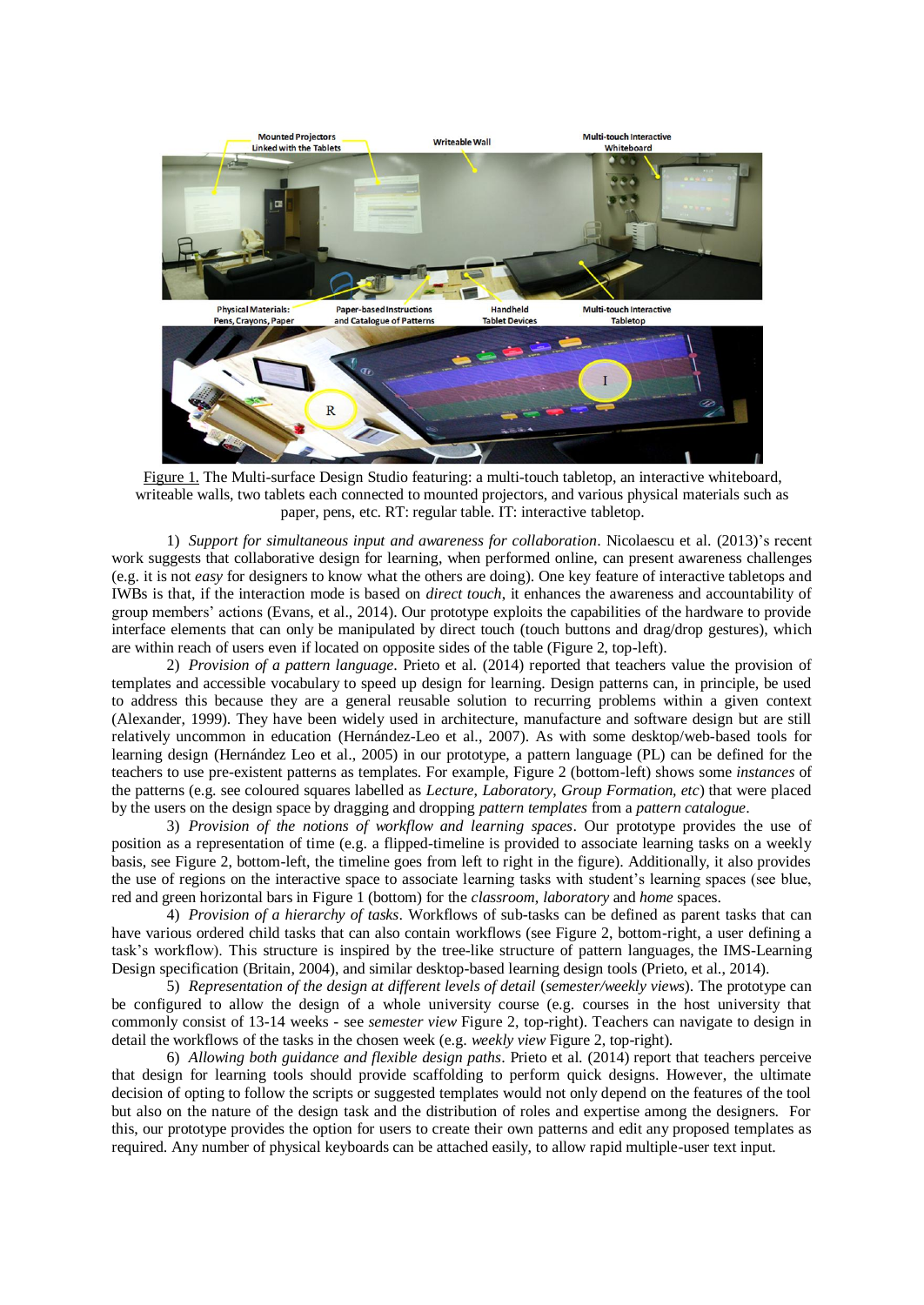Figure 1. The Multi-surface Design Studio featuring: a multi-touch tabletop, an interactive whiteboard, writeable walls, two tablets each connected to mounted projectors, and various physical materials such as paper, pens, etc. RT: regular table. IT: interactive tabletop.

1) *Support for simultaneous input and awareness for collaboration*. Nicolaescu et al. (2013)'s recent work suggests that collaborative design for learning, when performed online, can present awareness challenges (e.g. it is not *easy* for designers to know what the others are doing). One key feature of interactive tabletops and IWBs is that, if the interaction mode is based on *direct touch*, it enhances the awareness and accountability of group members' actions (Evans, et al., 2014). Our prototype exploits the capabilities of the hardware to provide interface elements that can only be manipulated by direct touch (touch buttons and drag/drop gestures), which are within reach of users even if located on opposite sides of the table (Figure 2, top-left).

2) *Provision of a pattern language*. Prieto et al. (2014) reported that teachers value the provision of templates and accessible vocabulary to speed up design for learning. Design patterns can, in principle, be used to address this because they are a general reusable solution to recurring problems within a given context (Alexander, 1999). They have been widely used in architecture, manufacture and software design but are still relatively uncommon in education (Hernández-Leo et al., 2007). As with some desktop/web-based tools for learning design (Hernández Leo et al., 2005) in our prototype, a pattern language (PL) can be defined for the teachers to use pre-existent patterns as templates. For example, Figure 2 (bottom-left) shows some *instances* of the patterns (e.g. see coloured squares labelled as *Lecture, Laboratory*, *Group Formation, etc*) that were placed by the users on the design space by dragging and dropping *pattern templates* from a *pattern catalogue*.

3) *Provision of the notions of workflow and learning spaces*. Our prototype provides the use of position as a representation of time (e.g. a flipped-timeline is provided to associate learning tasks on a weekly basis, see Figure 2, bottom-left, the timeline goes from left to right in the figure). Additionally, it also provides the use of regions on the interactive space to associate learning tasks with student's learning spaces (see blue, red and green horizontal bars in Figure 1 (bottom) for the *classroom*, *laboratory* and *home* spaces.

4) *Provision of a hierarchy of tasks*. Workflows of sub-tasks can be defined as parent tasks that can have various ordered child tasks that can also contain workflows (see Figure 2, bottom-right, a user defining a task's workflow). This structure is inspired by the tree-like structure of pattern languages, the IMS-Learning Design specification (Britain, 2004), and similar desktop-based learning design tools (Prieto, et al., 2014).

5) *Representation of the design at different levels of detail* (*semester/weekly views*). The prototype can be configured to allow the design of a whole university course (e.g. courses in the host university that commonly consist of 13-14 weeks - see *semester view* Figure 2, top-right). Teachers can navigate to design in detail the workflows of the tasks in the chosen week (e.g. *weekly view* Figure 2, top-right).

6) *Allowing both guidance and flexible design paths*. Prieto et al. (2014) report that teachers perceive that design for learning tools should provide scaffolding to perform quick designs. However, the ultimate decision of opting to follow the scripts or suggested templates would not only depend on the features of the tool but also on the nature of the design task and the distribution of roles and expertise among the designers. For this, our prototype provides the option for users to create their own patterns and edit any proposed templates as required. Any number of physical keyboards can be attached easily, to allow rapid multiple-user text input.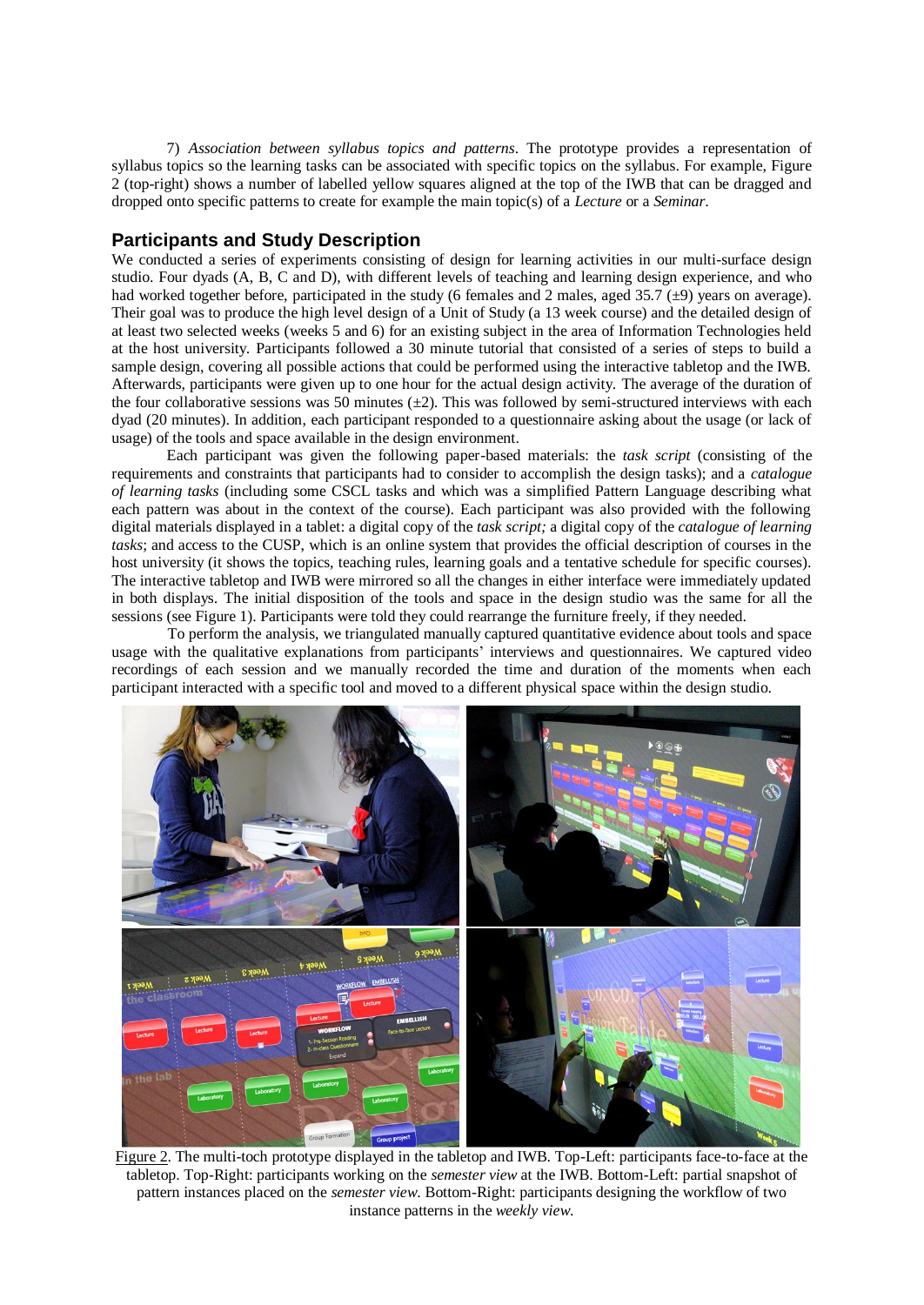7) *Association between syllabus topics and patterns*. The prototype provides a representation of syllabus topics so the learning tasks can be associated with specific topics on the syllabus. For example, Figure 2 (top-right) shows a number of labelled yellow squares aligned at the top of the IWB that can be dragged and dropped onto specific patterns to create for example the main topic(s) of a *Lecture* or a *Seminar*.

## Participants and Study Description

We conducted a series of experiments consisting of design for learning activities in our multi-surface design studio. Four dyads (A, B, C and D), with different levels of teaching and learning design experience, and who had worked together before, participated in the study (6 females and 2 males, aged 35.7 (±9) years on average). Their goal was to produce the high level design of a Unit of Study (a 13 week course) and the detailed design of at least two selected weeks (weeks 5 and 6) for an existing subject in the area of Information Technologies held at the host university. Participants followed a 30 minute tutorial that consisted of a series of steps to build a sample design, covering all possible actions that could be performed using the interactive tabletop and the IWB. Afterwards, participants were given up to one hour for the actual design activity. The average of the duration of the four collaborative sessions was 50 minutes (±2). This was followed by semi-structured interviews with each dyad (20 minutes). In addition, each participant responded to a questionnaire asking about the usage (or lack of usage) of the tools and space available in the design environment.

Each participant was given the following paper-based materials: the *task script* (consisting of the requirements and constraints that participants had to consider to accomplish the design tasks); and a *catalogue of learning tasks* (including some CSCL tasks and which was a simplified Pattern Language describing what each pattern was about in the context of the course). Each participant was also provided with the following digital materials displayed in a tablet: a digital copy of the *task script;* a digital copy of the *catalogue of learning tasks*; and access to the CUSP, which is an online system that provides the official description of courses in the host university (it shows the topics, teaching rules, learning goals and a tentative schedule for specific courses). The interactive tabletop and IWB were mirrored so all the changes in either interface were immediately updated in both displays. The initial disposition of the tools and space in the design studio was the same for all the sessions (see Figure 1). Participants were told they could rearrange the furniture freely, if they needed.

To perform the analysis, we triangulated manually captured quantitative evidence about tools and space usage with the qualitative explanations from participants' interviews and questionnaires. We captured video recordings of each session and we manually recorded the time and duration of the moments when each participant interacted with a specific tool and moved to a different physical space within the design studio.

Figure 2. The multi-toch prototype displayed in the tabletop and IWB. Top-Left: participants face-to-face at the tabletop. Top-Right: participants working on the *semester view* at the IWB. Bottom-Left: partial snapshot of pattern instances placed on the *semester view.* Bottom-Right: participants designing the workflow of two instance patterns in the *weekly view.*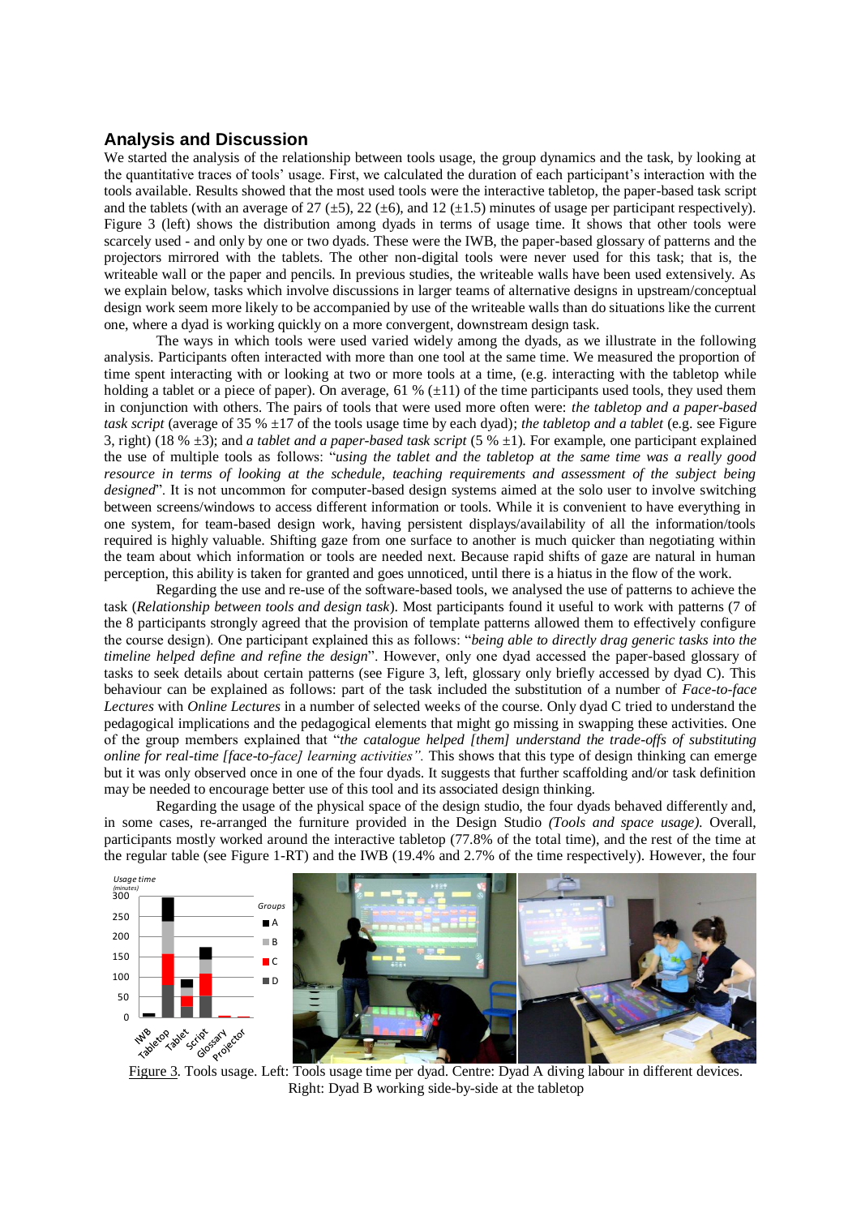## Analysis and Discussion

We started the analysis of the relationship between tools usage, the group dynamics and the task, by looking at the quantitative traces of tools' usage. First, we calculated the duration of each participant's interaction with the tools available. Results showed that the most used tools were the interactive tabletop, the paper-based task script and the tablets (with an average of 27 (±5), 22 (±6), and 12 (±1.5) minutes of usage per participant respectively). Figure 3 (left) shows the distribution among dyads in terms of usage time. It shows that other tools were scarcely used - and only by one or two dyads. These were the IWB, the paper-based glossary of patterns and the projectors mirrored with the tablets. The other non-digital tools were never used for this task; that is, the writeable wall or the paper and pencils. In previous studies, the writeable walls have been used extensively. As we explain below, tasks which involve discussions in larger teams of alternative designs in upstream/conceptual design work seem more likely to be accompanied by use of the writeable walls than do situations like the current one, where a dyad is working quickly on a more convergent, downstream design task.

The ways in which tools were used varied widely among the dyads, as we illustrate in the following analysis. Participants often interacted with more than one tool at the same time. We measured the proportion of time spent interacting with or looking at two or more tools at a time, (e.g. interacting with the tabletop while holding a tablet or a piece of paper). On average, 61 % (±11) of the time participants used tools, they used them in conjunction with others. The pairs of tools that were used more often were: *the tabletop and a paper-based task script* (average of 35 % ±17 of the tools usage time by each dyad); *the tabletop and a tablet* (e.g. see Figure 3, right) (18 % ±3); and *a tablet and a paper-based task script* (5 % ±1). For example, one participant explained the use of multiple tools as follows: "*using the tablet and the tabletop at the same time was a really good resource in terms of looking at the schedule, teaching requirements and assessment of the subject being designed*". It is not uncommon for computer-based design systems aimed at the solo user to involve switching between screens/windows to access different information or tools. While it is convenient to have everything in one system, for team-based design work, having persistent displays/availability of all the information/tools required is highly valuable. Shifting gaze from one surface to another is much quicker than negotiating within the team about which information or tools are needed next. Because rapid shifts of gaze are natural in human perception, this ability is taken for granted and goes unnoticed, until there is a hiatus in the flow of the work.

Regarding the use and re-use of the software-based tools, we analysed the use of patterns to achieve the task (*Relationship between tools and design task*). Most participants found it useful to work with patterns (7 of the 8 participants strongly agreed that the provision of template patterns allowed them to effectively configure the course design). One participant explained this as follows: "*being able to directly drag generic tasks into the timeline helped define and refine the design*". However, only one dyad accessed the paper-based glossary of tasks to seek details about certain patterns (see Figure 3, left, glossary only briefly accessed by dyad C). This behaviour can be explained as follows: part of the task included the substitution of a number of *Face-to-face Lectures* with *Online Lectures* in a number of selected weeks of the course. Only dyad C tried to understand the pedagogical implications and the pedagogical elements that might go missing in swapping these activities. One of the group members explained that "*the catalogue helped [them] understand the trade-offs of substituting online for real-time [face-to-face] learning activities".* This shows that this type of design thinking can emerge but it was only observed once in one of the four dyads. It suggests that further scaffolding and/or task definition may be needed to encourage better use of this tool and its associated design thinking.

Regarding the usage of the physical space of the design studio, the four dyads behaved differently and, in some cases, re-arranged the furniture provided in the Design Studio *(Tools and space usage)*. Overall, participants mostly worked around the interactive tabletop (77.8% of the total time), and the rest of the time at the regular table (see Figure 1-RT) and the IWB (19.4% and 2.7% of the time respectively). However, the four

Figure 3. Tools usage. Left: Tools usage time per dyad. Centre: Dyad A diving labour in different devices. Right: Dyad B working side-by-side at the tabletop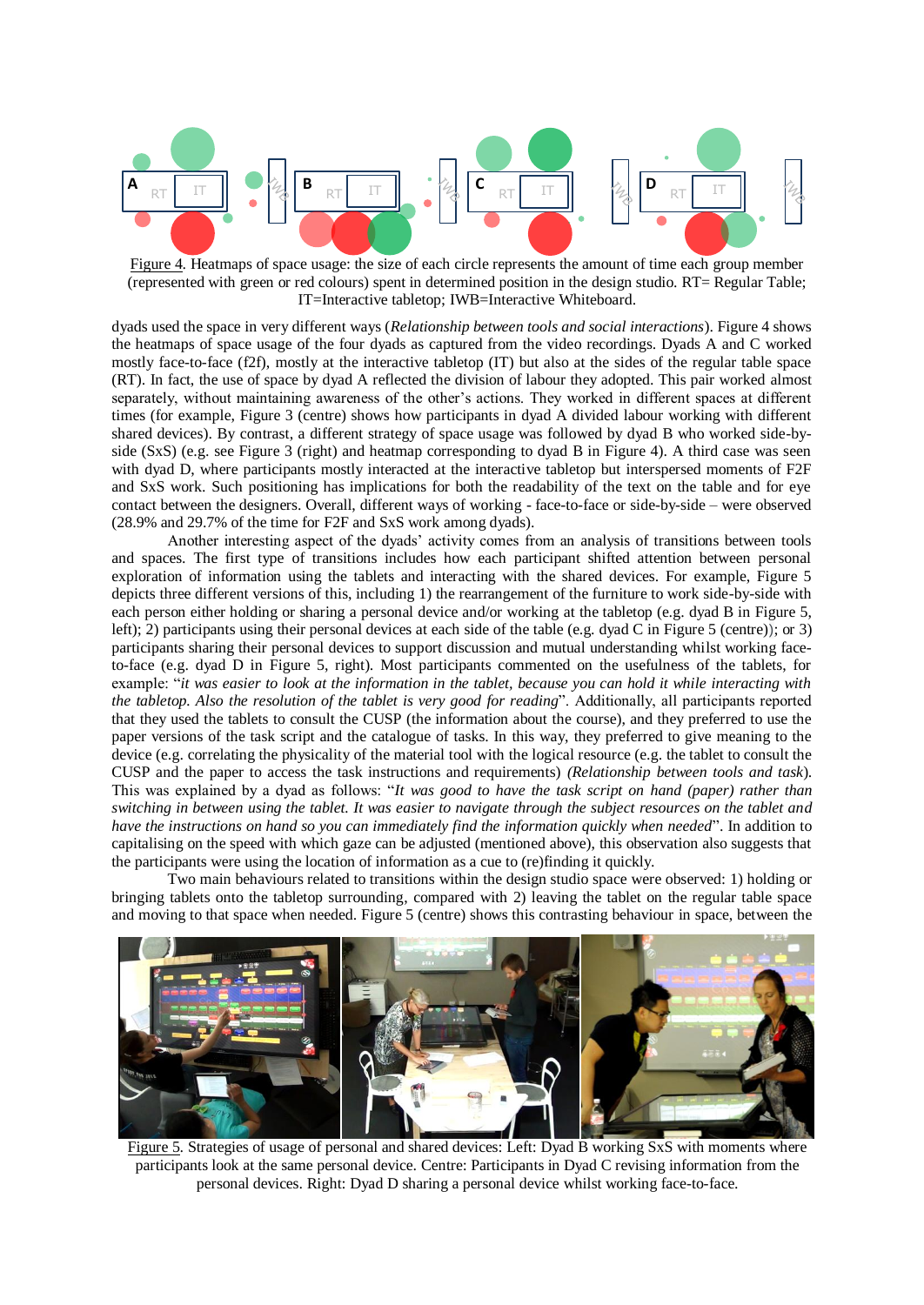Figure 4. Heatmaps of space usage: the size of each circle represents the amount of time each group member (represented with green or red colours) spent in determined position in the design studio. RT= Regular Table; IT=Interactive tabletop; IWB=Interactive Whiteboard.

dyads used the space in very different ways (*Relationship between tools and social interactions*). Figure 4 shows the heatmaps of space usage of the four dyads as captured from the video recordings. Dyads A and C worked mostly face-to-face (f2f), mostly at the interactive tabletop (IT) but also at the sides of the regular table space (RT). In fact, the use of space by dyad A reflected the division of labour they adopted. This pair worked almost separately, without maintaining awareness of the other's actions. They worked in different spaces at different times (for example, Figure 3 (centre) shows how participants in dyad A divided labour working with different shared devices). By contrast, a different strategy of space usage was followed by dyad B who worked side-by-side (SxS) (e.g. see Figure 3 (right) and heatmap corresponding to dyad B in Figure 4). A third case was seen with dyad D, where participants mostly interacted at the interactive tabletop but interspersed moments of F2F and SxS work. Such positioning has implications for both the readability of the text on the table and for eye contact between the designers. Overall, different ways of working - face-to-face or side-by-side – were observed (28.9% and 29.7% of the time for F2F and SxS work among dyads).

Another interesting aspect of the dyads' activity comes from an analysis of transitions between tools and spaces. The first type of transitions includes how each participant shifted attention between personal exploration of information using the tablets and interacting with the shared devices. For example, Figure 5 depicts three different versions of this, including 1) the rearrangement of the furniture to work side-by-side with each person either holding or sharing a personal device and/or working at the tabletop (e.g. dyad B in Figure 5, left); 2) participants using their personal devices at each side of the table (e.g. dyad C in Figure 5 (centre)); or 3) participants sharing their personal devices to support discussion and mutual understanding whilst working face-to-face (e.g. dyad D in Figure 5, right). Most participants commented on the usefulness of the tablets, for example: "*it was easier to look at the information in the tablet, because you can hold it while interacting with the tabletop. Also the resolution of the tablet is very good for reading*". Additionally, all participants reported that they used the tablets to consult the CUSP (the information about the course), and they preferred to use the paper versions of the task script and the catalogue of tasks. In this way, they preferred to give meaning to the device (e.g. correlating the physicality of the material tool with the logical resource (e.g. the tablet to consult the CUSP and the paper to access the task instructions and requirements) *(Relationship between tools and task*). This was explained by a dyad as follows: "*It was good to have the task script on hand (paper) rather than switching in between using the tablet. It was easier to navigate through the subject resources on the tablet and have the instructions on hand so you can immediately find the information quickly when needed*". In addition to capitalising on the speed with which gaze can be adjusted (mentioned above), this observation also suggests that the participants were using the location of information as a cue to (re)finding it quickly.

Two main behaviours related to transitions within the design studio space were observed: 1) holding or bringing tablets onto the tabletop surrounding, compared with 2) leaving the tablet on the regular table space and moving to that space when needed. Figure 5 (centre) shows this contrasting behaviour in space, between the

Figure 5. Strategies of usage of personal and shared devices: Left: Dyad B working SxS with moments where participants look at the same personal device. Centre: Participants in Dyad C revising information from the personal devices. Right: Dyad D sharing a personal device whilst working face-to-face.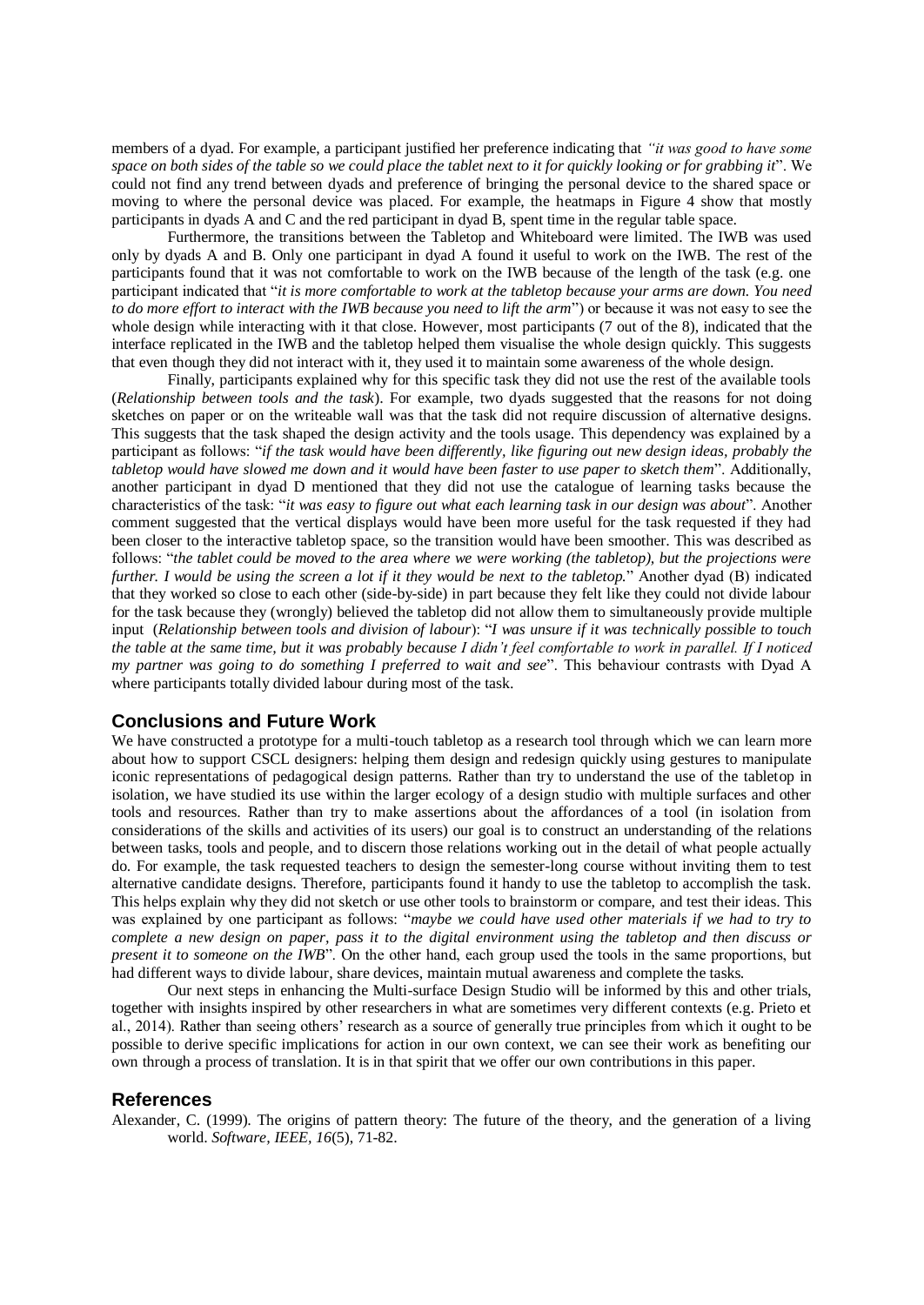members of a dyad. For example, a participant justified her preference indicating that *"it was good to have some space on both sides of the table so we could place the tablet next to it for quickly looking or for grabbing it*". We could not find any trend between dyads and preference of bringing the personal device to the shared space or moving to where the personal device was placed. For example, the heatmaps in Figure 4 show that mostly participants in dyads A and C and the red participant in dyad B, spent time in the regular table space.

Furthermore, the transitions between the Tabletop and Whiteboard were limited. The IWB was used only by dyads A and B. Only one participant in dyad A found it useful to work on the IWB. The rest of the participants found that it was not comfortable to work on the IWB because of the length of the task (e.g. one participant indicated that "*it is more comfortable to work at the tabletop because your arms are down. You need to do more effort to interact with the IWB because you need to lift the arm*") or because it was not easy to see the whole design while interacting with it that close. However, most participants (7 out of the 8), indicated that the interface replicated in the IWB and the tabletop helped them visualise the whole design quickly. This suggests that even though they did not interact with it, they used it to maintain some awareness of the whole design.

Finally, participants explained why for this specific task they did not use the rest of the available tools (*Relationship between tools and the task*). For example, two dyads suggested that the reasons for not doing sketches on paper or on the writeable wall was that the task did not require discussion of alternative designs. This suggests that the task shaped the design activity and the tools usage. This dependency was explained by a participant as follows: "*if the task would have been differently, like figuring out new design ideas, probably the tabletop would have slowed me down and it would have been faster to use paper to sketch them*". Additionally, another participant in dyad D mentioned that they did not use the catalogue of learning tasks because the characteristics of the task: "*it was easy to figure out what each learning task in our design was about*". Another comment suggested that the vertical displays would have been more useful for the task requested if they had been closer to the interactive tabletop space, so the transition would have been smoother. This was described as follows: "*the tablet could be moved to the area where we were working (the tabletop), but the projections were further. I would be using the screen a lot if it they would be next to the tabletop.*" Another dyad (B) indicated that they worked so close to each other (side-by-side) in part because they felt like they could not divide labour for the task because they (wrongly) believed the tabletop did not allow them to simultaneously provide multiple input (*Relationship between tools and division of labour*): "*I was unsure if it was technically possible to touch the table at the same time, but it was probably because I didn't feel comfortable to work in parallel. If I noticed my partner was going to do something I preferred to wait and see*". This behaviour contrasts with Dyad A where participants totally divided labour during most of the task.

## Conclusions and Future Work

We have constructed a prototype for a multi-touch tabletop as a research tool through which we can learn more about how to support CSCL designers: helping them design and redesign quickly using gestures to manipulate iconic representations of pedagogical design patterns. Rather than try to understand the use of the tabletop in isolation, we have studied its use within the larger ecology of a design studio with multiple surfaces and other tools and resources. Rather than try to make assertions about the affordances of a tool (in isolation from considerations of the skills and activities of its users) our goal is to construct an understanding of the relations between tasks, tools and people, and to discern those relations working out in the detail of what people actually do. For example, the task requested teachers to design the semester-long course without inviting them to test alternative candidate designs. Therefore, participants found it handy to use the tabletop to accomplish the task. This helps explain why they did not sketch or use other tools to brainstorm or compare, and test their ideas. This was explained by one participant as follows: "*maybe we could have used other materials if we had to try to complete a new design on paper, pass it to the digital environment using the tabletop and then discuss or present it to someone on the IWB*". On the other hand, each group used the tools in the same proportions, but had different ways to divide labour, share devices, maintain mutual awareness and complete the tasks.

Our next steps in enhancing the Multi-surface Design Studio will be informed by this and other trials, together with insights inspired by other researchers in what are sometimes very different contexts (e.g. Prieto et al., 2014). Rather than seeing others' research as a source of generally true principles from which it ought to be possible to derive specific implications for action in our own context, we can see their work as benefiting our own through a process of translation. It is in that spirit that we offer our own contributions in this paper.

## References

Alexander, C. (1999). The origins of pattern theory: The future of the theory, and the generation of a living world. *Software, IEEE, 16*(5), 71-82.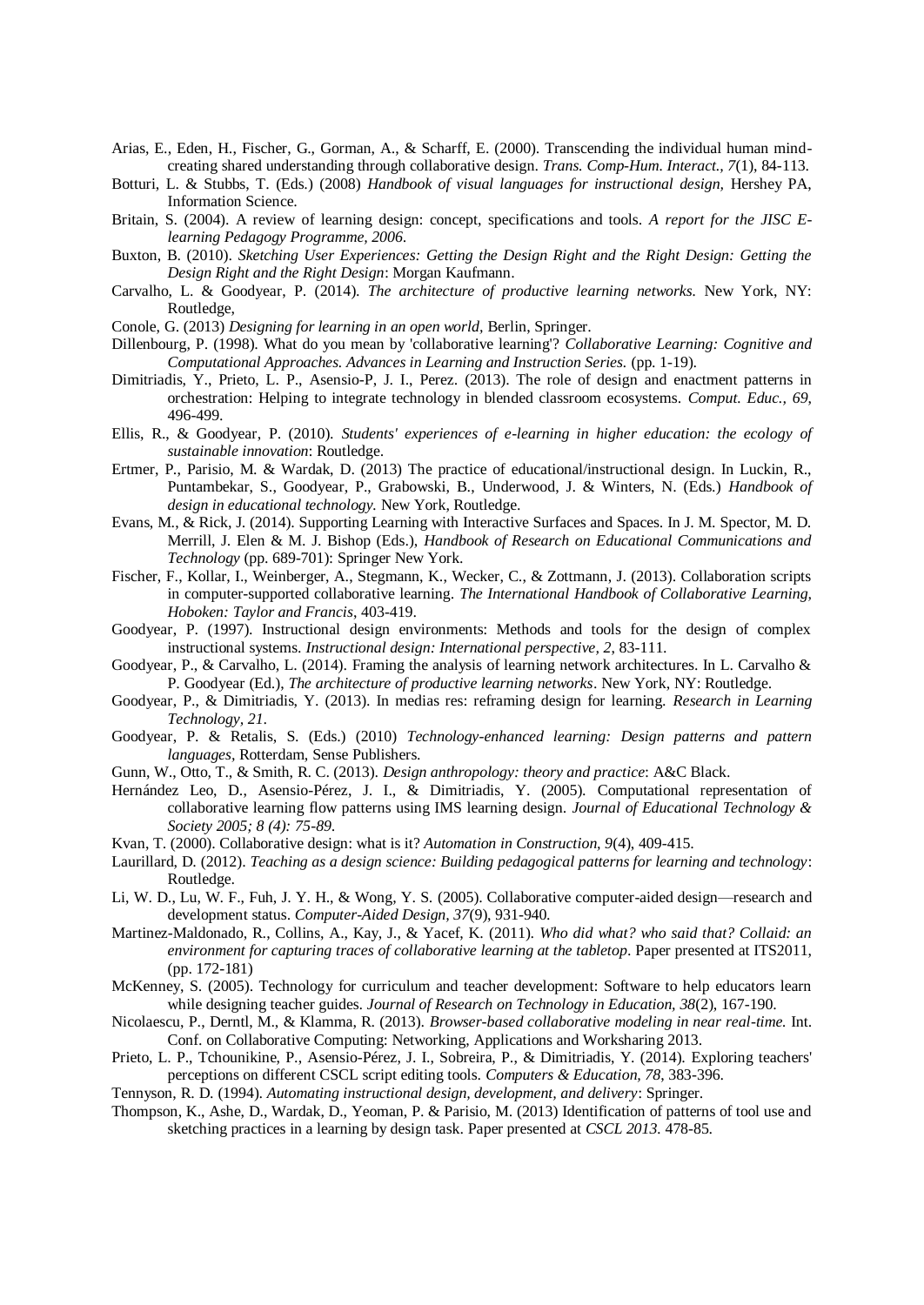Arias, E., Eden, H., Fischer, G., Gorman, A., & Scharff, E. (2000). Transcending the individual human mind-creating shared understanding through collaborative design. *Trans. Comp-Hum. Interact., 7*(1), 84-113.

Botturi, L. & Stubbs, T. (Eds.) (2008) *Handbook of visual languages for instructional design,* Hershey PA, Information Science.

Britain, S. (2004). A review of learning design: concept, specifications and tools. *A report for the JISC E-learning Pedagogy Programme, 2006*.

Buxton, B. (2010). *Sketching User Experiences: Getting the Design Right and the Right Design: Getting the Design Right and the Right Design*: Morgan Kaufmann.

Carvalho, L. & Goodyear, P. (2014). *The architecture of productive learning networks.* New York, NY: Routledge,

Conole, G. (2013) *Designing for learning in an open world,* Berlin, Springer.

Dillenbourg, P. (1998). What do you mean by 'collaborative learning'? *Collaborative Learning: Cognitive and Computational Approaches. Advances in Learning and Instruction Series.* (pp. 1-19).

Dimitriadis, Y., Prieto, L. P., Asensio-P, J. I., Perez. (2013). The role of design and enactment patterns in orchestration: Helping to integrate technology in blended classroom ecosystems. *Comput. Educ., 69*, 496-499.

Ellis, R., & Goodyear, P. (2010). *Students' experiences of e-learning in higher education: the ecology of sustainable innovation*: Routledge.

Ertmer, P., Parisio, M. & Wardak, D. (2013) The practice of educational/instructional design. In Luckin, R., Puntambekar, S., Goodyear, P., Grabowski, B., Underwood, J. & Winters, N. (Eds.) *Handbook of design in educational technology.* New York, Routledge.

Evans, M., & Rick, J. (2014). Supporting Learning with Interactive Surfaces and Spaces. In J. M. Spector, M. D. Merrill, J. Elen & M. J. Bishop (Eds.), *Handbook of Research on Educational Communications and Technology* (pp. 689-701): Springer New York.

Fischer, F., Kollar, I., Weinberger, A., Stegmann, K., Wecker, C., & Zottmann, J. (2013). Collaboration scripts in computer-supported collaborative learning. *The International Handbook of Collaborative Learning, Hoboken: Taylor and Francis*, 403-419.

Goodyear, P. (1997). Instructional design environments: Methods and tools for the design of complex instructional systems. *Instructional design: International perspective, 2*, 83-111.

Goodyear, P., & Carvalho, L. (2014). Framing the analysis of learning network architectures. In L. Carvalho & P. Goodyear (Ed.), *The architecture of productive learning networks*. New York, NY: Routledge.

Goodyear, P., & Dimitriadis, Y. (2013). In medias res: reframing design for learning. *Research in Learning Technology, 21*.

Goodyear, P. & Retalis, S. (Eds.) (2010) *Technology-enhanced learning: Design patterns and pattern languages,* Rotterdam, Sense Publishers.

Gunn, W., Otto, T., & Smith, R. C. (2013). *Design anthropology: theory and practice*: A&C Black.

Hernández Leo, D., Asensio-Pérez, J. I., & Dimitriadis, Y. (2005). Computational representation of collaborative learning flow patterns using IMS learning design. *Journal of Educational Technology & Society 2005; 8 (4): 75-89*.

Kvan, T. (2000). Collaborative design: what is it? *Automation in Construction, 9*(4), 409-415.

Laurillard, D. (2012). *Teaching as a design science: Building pedagogical patterns for learning and technology*: Routledge.

Li, W. D., Lu, W. F., Fuh, J. Y. H., & Wong, Y. S. (2005). Collaborative computer-aided design—research and development status. *Computer-Aided Design, 37*(9), 931-940.

Martinez-Maldonado, R., Collins, A., Kay, J., & Yacef, K. (2011). *Who did what? who said that? Collaid: an environment for capturing traces of collaborative learning at the tabletop*. Paper presented at ITS2011, (pp. 172-181)

McKenney, S. (2005). Technology for curriculum and teacher development: Software to help educators learn while designing teacher guides. *Journal of Research on Technology in Education, 38*(2), 167-190.

Nicolaescu, P., Derntl, M., & Klamma, R. (2013). *Browser-based collaborative modeling in near real-time.* Int. Conf. on Collaborative Computing: Networking, Applications and Worksharing 2013.

Prieto, L. P., Tchounikine, P., Asensio-Pérez, J. I., Sobreira, P., & Dimitriadis, Y. (2014). Exploring teachers' perceptions on different CSCL script editing tools. *Computers & Education, 78*, 383-396.

Tennyson, R. D. (1994). *Automating instructional design, development, and delivery*: Springer.

Thompson, K., Ashe, D., Wardak, D., Yeoman, P. & Parisio, M. (2013) Identification of patterns of tool use and sketching practices in a learning by design task. Paper presented at *CSCL 2013*. 478-85.